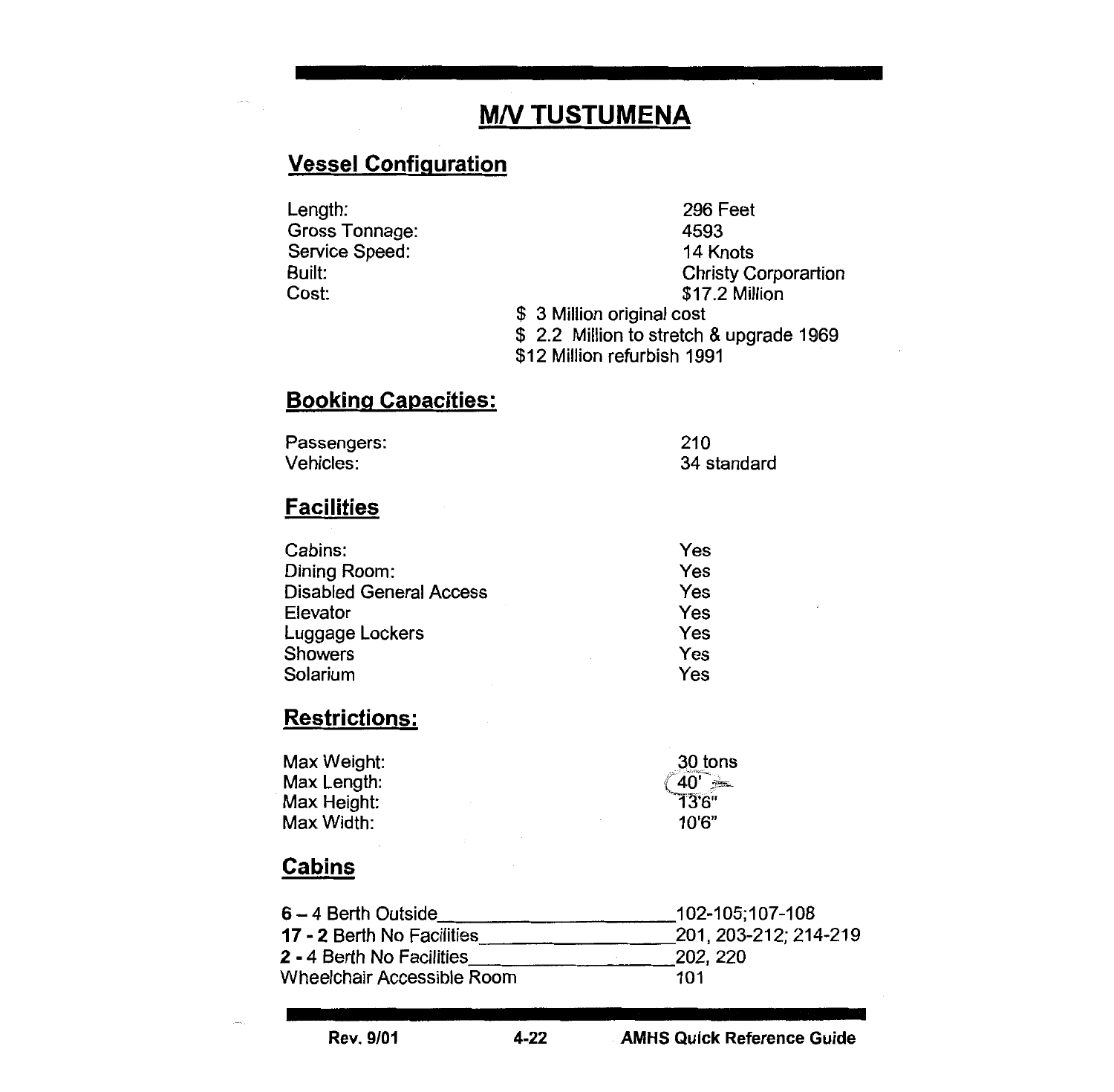# M/V TUSTUMENA

## Vessel Configuration

| | |
|---|---|
| Length: | 296 Feet |
| Gross Tonnage: | 4593 |
| Service Speed: | 14 Knots |
| Built: | Christy Corporartion |
| Cost: | $17.2 Million |

$ 3 Million original cost
$ 2.2 Million to stretch & upgrade 1969
$12 Million refurbish 1991

## Booking Capacities:

| | |
|---|---|
| Passengers: | 210 |
| Vehicles: | 34 standard |

## Facilities

| | |
|---|---|
| Cabins: | Yes |
| Dining Room: | Yes |
| Disabled General Access | Yes |
| Elevator | Yes |
| Luggage Lockers | Yes |
| Showers | Yes |
| Solarium | Yes |

## Restrictions:

| | |
|---|---|
| Max Weight: | 30 tons |
| Max Length: | 40' |
| Max Height: | 13'6" |
| Max Width: | 10'6" |

## Cabins

| | |
|---|---|
| **6** – 4 Berth Outside | 102-105;107-108 |
| **17 - 2** Berth No Facilities | 201, 203-212; 214-219 |
| **2** - 4 Berth No Facilities | 202, 220 |
| Wheelchair Accessible Room | 101 |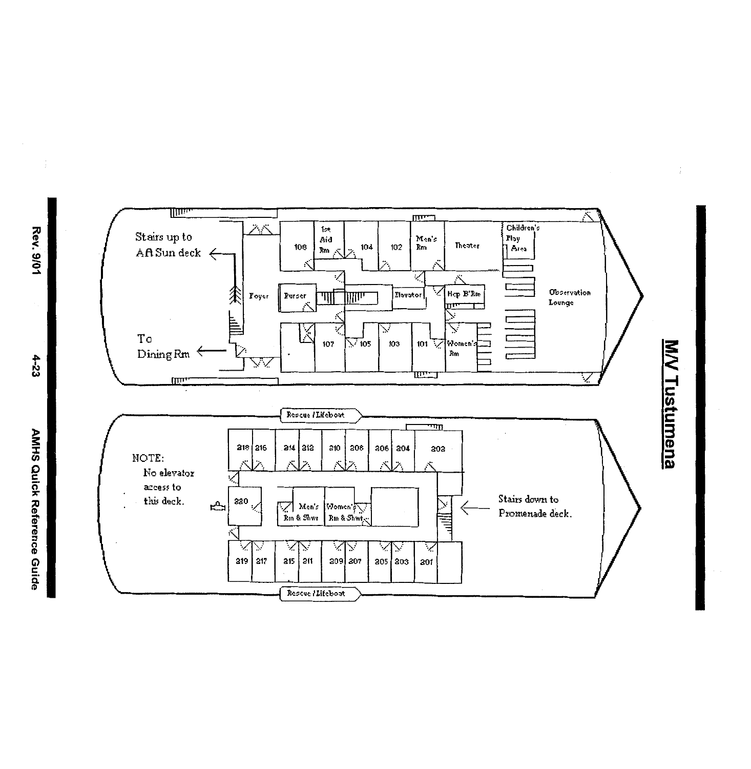# M/V Tustumena

Stairs up to Aft Sun deck

To Dining Rm

Foyer

Purser

108

1st Aid Rm

104

102

Men's Rm

Theater

Children's Play Area

Elevator

Hcp B'Rm

Observation Lounge

107

105

103

101

Women's Rm

Rescue / Lifeboat

NOTE: No elevator access to this deck.

218 216 214 212 210 208 206 204 202

220

Men's Rm & Shwr

Women's Rm & Shwr

Stairs down to Promenade deck.

219 217 215 211 209 207 205 203 201

Rescue / Lifeboat